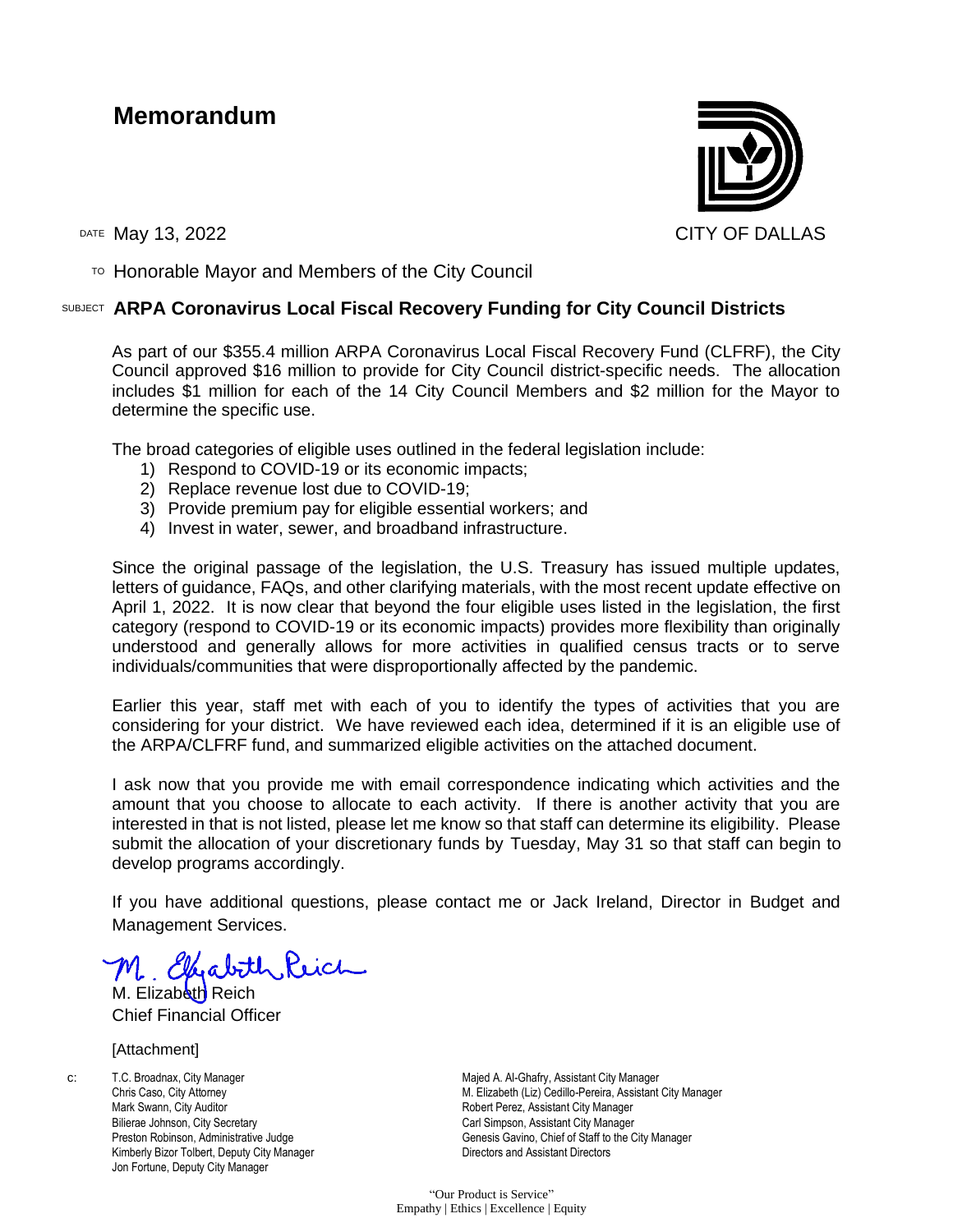# Memorandum

CITY OF DALLAS

DATE May 13, 2022

TO Honorable Mayor and Members of the City Council

SUBJECT **ARPA Coronavirus Local Fiscal Recovery Funding for City Council Districts**

As part of our $355.4 million ARPA Coronavirus Local Fiscal Recovery Fund (CLFRF), the City Council approved $16 million to provide for City Council district-specific needs. The allocation includes $1 million for each of the 14 City Council Members and $2 million for the Mayor to determine the specific use.

The broad categories of eligible uses outlined in the federal legislation include:

1) Respond to COVID-19 or its economic impacts;
2) Replace revenue lost due to COVID-19;
3) Provide premium pay for eligible essential workers; and
4) Invest in water, sewer, and broadband infrastructure.

Since the original passage of the legislation, the U.S. Treasury has issued multiple updates, letters of guidance, FAQs, and other clarifying materials, with the most recent update effective on April 1, 2022. It is now clear that beyond the four eligible uses listed in the legislation, the first category (respond to COVID-19 or its economic impacts) provides more flexibility than originally understood and generally allows for more activities in qualified census tracts or to serve individuals/communities that were disproportionally affected by the pandemic.

Earlier this year, staff met with each of you to identify the types of activities that you are considering for your district. We have reviewed each idea, determined if it is an eligible use of the ARPA/CLFRF fund, and summarized eligible activities on the attached document.

I ask now that you provide me with email correspondence indicating which activities and the amount that you choose to allocate to each activity. If there is another activity that you are interested in that is not listed, please let me know so that staff can determine its eligibility. Please submit the allocation of your discretionary funds by Tuesday, May 31 so that staff can begin to develop programs accordingly.

If you have additional questions, please contact me or Jack Ireland, Director in Budget and Management Services.

M. Elizabeth Reich
Chief Financial Officer

[Attachment]

c: T.C. Broadnax, City Manager
Chris Caso, City Attorney
Mark Swann, City Auditor
Bilierae Johnson, City Secretary
Preston Robinson, Administrative Judge
Kimberly Bizor Tolbert, Deputy City Manager
Jon Fortune, Deputy City Manager
Majed A. Al-Ghafry, Assistant City Manager
M. Elizabeth (Liz) Cedillo-Pereira, Assistant City Manager
Robert Perez, Assistant City Manager
Carl Simpson, Assistant City Manager
Genesis Gavino, Chief of Staff to the City Manager
Directors and Assistant Directors

"Our Product is Service"
Empathy | Ethics | Excellence | Equity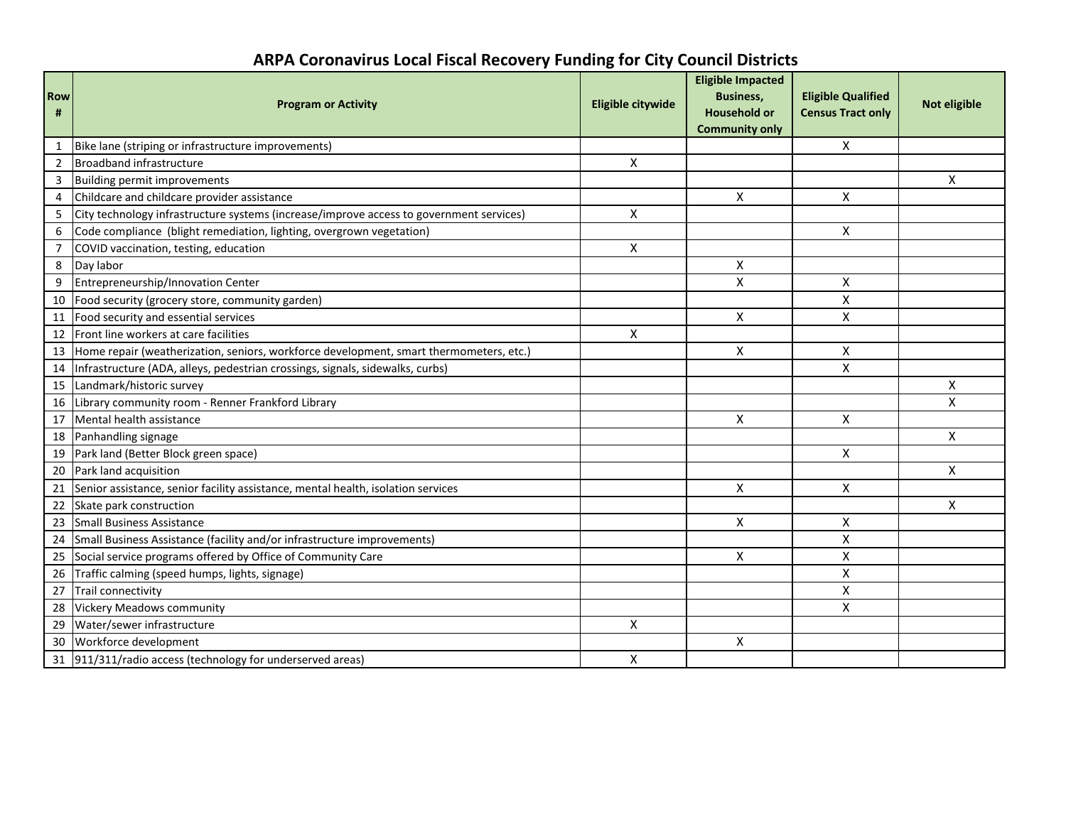## ARPA Coronavirus Local Fiscal Recovery Funding for City Council Districts

| Row # | Program or Activity | Eligible citywide | Eligible Impacted Business, Household or Community only | Eligible Qualified Census Tract only | Not eligible |
|---|---|---|---|---|---|
| 1 | Bike lane (striping or infrastructure improvements) | | | X | |
| 2 | Broadband infrastructure | X | | | |
| 3 | Building permit improvements | | | | X |
| 4 | Childcare and childcare provider assistance | | X | X | |
| 5 | City technology infrastructure systems (increase/improve access to government services) | X | | | |
| 6 | Code compliance (blight remediation, lighting, overgrown vegetation) | | | X | |
| 7 | COVID vaccination, testing, education | X | | | |
| 8 | Day labor | | X | | |
| 9 | Entrepreneurship/Innovation Center | | X | X | |
| 10 | Food security (grocery store, community garden) | | | X | |
| 11 | Food security and essential services | | X | X | |
| 12 | Front line workers at care facilities | X | | | |
| 13 | Home repair (weatherization, seniors, workforce development, smart thermometers, etc.) | | X | X | |
| 14 | Infrastructure (ADA, alleys, pedestrian crossings, signals, sidewalks, curbs) | | | X | |
| 15 | Landmark/historic survey | | | | X |
| 16 | Library community room - Renner Frankford Library | | | | X |
| 17 | Mental health assistance | | X | X | |
| 18 | Panhandling signage | | | | X |
| 19 | Park land (Better Block green space) | | | X | |
| 20 | Park land acquisition | | | | X |
| 21 | Senior assistance, senior facility assistance, mental health, isolation services | | X | X | |
| 22 | Skate park construction | | | | X |
| 23 | Small Business Assistance | | X | X | |
| 24 | Small Business Assistance (facility and/or infrastructure improvements) | | | X | |
| 25 | Social service programs offered by Office of Community Care | | X | X | |
| 26 | Traffic calming (speed humps, lights, signage) | | | X | |
| 27 | Trail connectivity | | | X | |
| 28 | Vickery Meadows community | | | X | |
| 29 | Water/sewer infrastructure | X | | | |
| 30 | Workforce development | | X | | |
| 31 | 911/311/radio access (technology for underserved areas) | X | | | |